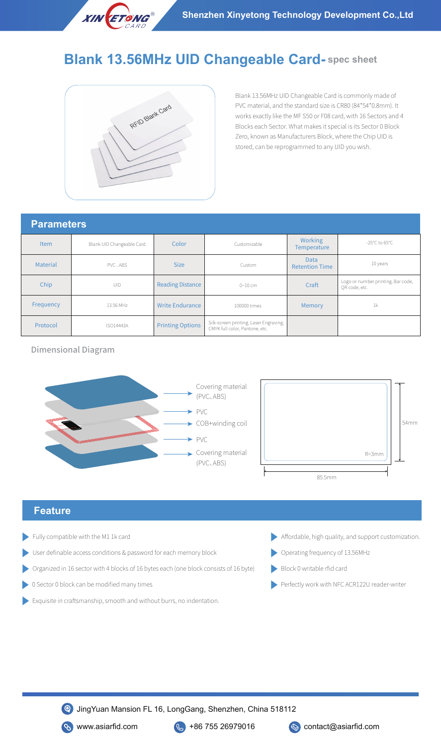# Blank 13.56MHz UID Changeable Card- spec sheet

Blank 13.56MHz UID Changeable Card is commonly made of PVC material, and the standard size is CR80 (84*54*0.8mm). It works exactly like the MF S50 or F08 card, with 16 Sectors and 4 Blocks each Sector. What makes it special is its Sector 0 Block Zero, known as Manufacturers Block, where the Chip UID is stored, can be reprogrammed to any UID you wish.

## Parameters

| Item | Blank UID Changeable Card | Color | Customizable | Working Temperature | -25°C to 65°C |
|---|---|---|---|---|---|
| Material | PVC、ABS | Size | Custom | Data Retention Time | 10 years |
| Chip | UID | Reading Distance | 0~10 cm | Craft | Logo or number printing, Bar code, QR code, etc. |
| Frequency | 13.56 MHz | Write Endurance | 100000 times | Memory | 1k |
| Protocol | ISO14443A | Printing Options | Silk-screen printing, Laser Engraving, CMYK full color, Pantone, etc. | | |

### Dimensional Diagram

- Covering material (PVC、ABS)
- PVC
- COB+winding coil
- PVC
- Covering material (PVC、ABS)

54mm × 85.5mm, R=3mm

## Feature

- Fully compatible with the M1 1k card
- User definable access conditions & password for each memory block
- Organized in 16 sector with 4 blocks of 16 bytes each (one block consists of 16 byte)
- 0 Sector 0 block can be modified many times
- Exquisite in craftsmanship, smooth and without burrs, no indentation.
- Affordable, high quality, and support customization.
- Operating frequency of 13.56MHz
- Block 0 writable rfid card
- Perfectly work with NFC ACR122U reader-writer

JingYuan Mansion FL 16, LongGang, Shenzhen, China 518112

www.asiarfid.com +86 755 26979016 contact@asiarfid.com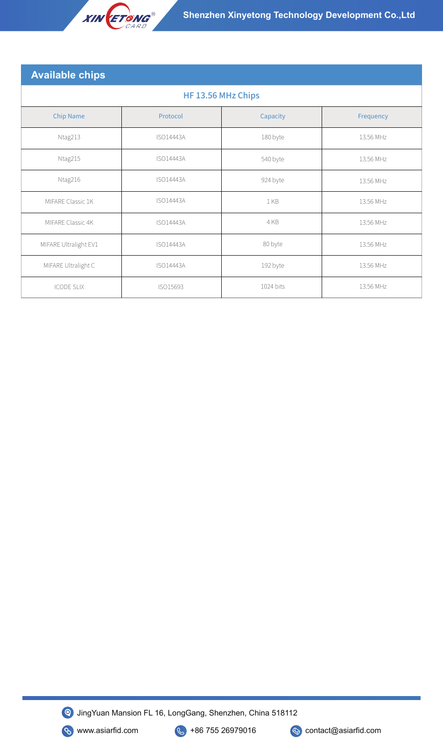## Available chips

### HF 13.56 MHz Chips

| Chip Name | Protocol | Capacity | Frequency |
|---|---|---|---|
| Ntag213 | ISO14443A | 180 byte | 13.56 MHz |
| Ntag215 | ISO14443A | 540 byte | 13.56 MHz |
| Ntag216 | ISO14443A | 924 byte | 13.56 MHz |
| MIFARE Classic 1K | ISO14443A | 1 KB | 13.56 MHz |
| MIFARE Classic 4K | ISO14443A | 4 KB | 13.56 MHz |
| MIFARE Ultralight EV1 | ISO14443A | 80 byte | 13.56 MHz |
| MIFARE Ultralight C | ISO14443A | 192 byte | 13.56 MHz |
| ICODE SLIX | ISO15693 | 1024 bits | 13.56 MHz |